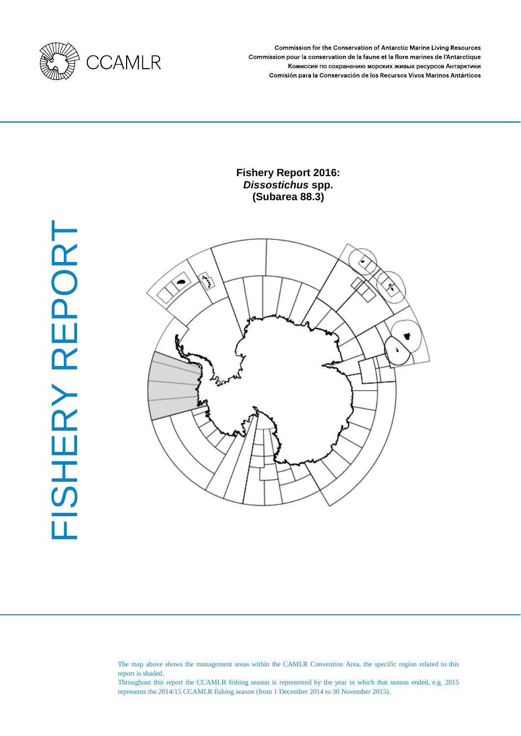CCAMLR

Commission for the Conservation of Antarctic Marine Living Resources
Commission pour la conservation de la faune et la flore marines de l'Antarctique
Комиссия по сохранению морских живых ресурсов Антарктики
Comisión para la Conservación de los Recursos Vivos Marinos Antárticos

FISHERY REPORT

# Fishery Report 2016: *Dissostichus* spp. (Subarea 88.3)

The map above shows the management areas within the CAMLR Convention Area, the specific region related to this report is shaded.
Throughout this report the CCAMLR fishing season is represented by the year in which that season ended, e.g. 2015 represents the 2014/15 CCAMLR fishing season (from 1 December 2014 to 30 November 2015).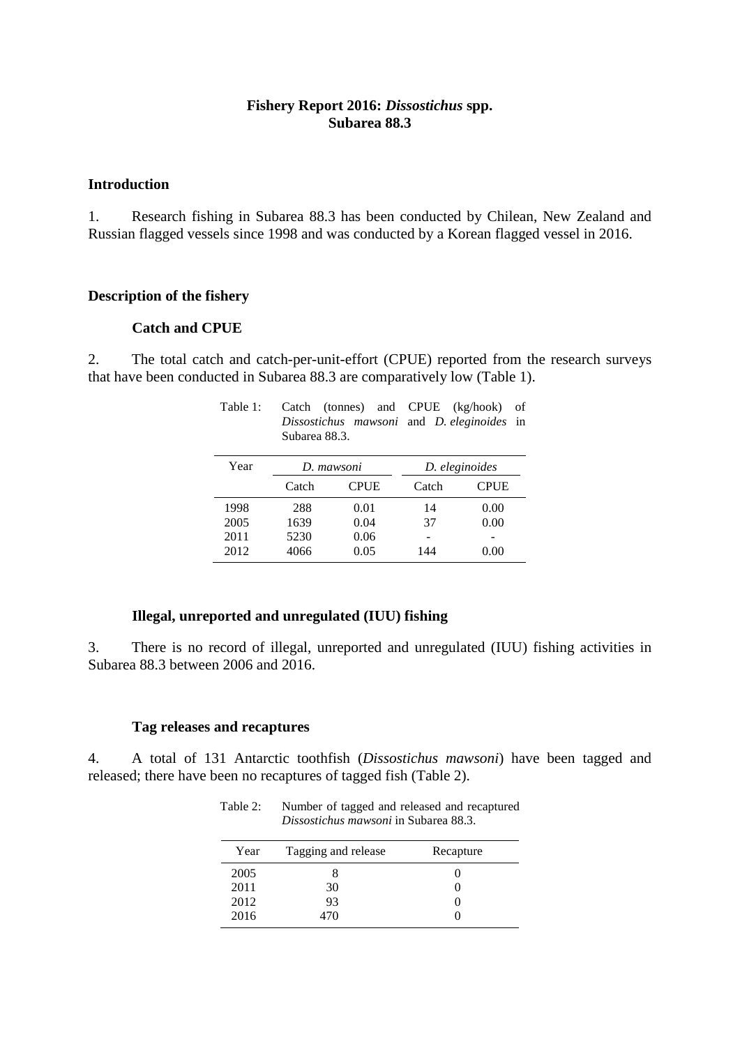# Fishery Report 2016: *Dissostichus* spp. Subarea 88.3

## Introduction

1. Research fishing in Subarea 88.3 has been conducted by Chilean, New Zealand and Russian flagged vessels since 1998 and was conducted by a Korean flagged vessel in 2016.

## Description of the fishery

### Catch and CPUE

2. The total catch and catch-per-unit-effort (CPUE) reported from the research surveys that have been conducted in Subarea 88.3 are comparatively low (Table 1).

Table 1: Catch (tonnes) and CPUE (kg/hook) of *Dissostichus mawsoni* and *D. eleginoides* in Subarea 88.3.

| Year | *D. mawsoni* | | *D. eleginoides* | |
|---|---|---|---|---|
| | Catch | CPUE | Catch | CPUE |
| 1998 | 288 | 0.01 | 14 | 0.00 |
| 2005 | 1639 | 0.04 | 37 | 0.00 |
| 2011 | 5230 | 0.06 | - | - |
| 2012 | 4066 | 0.05 | 144 | 0.00 |

### Illegal, unreported and unregulated (IUU) fishing

3. There is no record of illegal, unreported and unregulated (IUU) fishing activities in Subarea 88.3 between 2006 and 2016.

### Tag releases and recaptures

4. A total of 131 Antarctic toothfish (*Dissostichus mawsoni*) have been tagged and released; there have been no recaptures of tagged fish (Table 2).

Table 2: Number of tagged and released and recaptured *Dissostichus mawsoni* in Subarea 88.3.

| Year | Tagging and release | Recapture |
|---|---|---|
| 2005 | 8 | 0 |
| 2011 | 30 | 0 |
| 2012 | 93 | 0 |
| 2016 | 470 | 0 |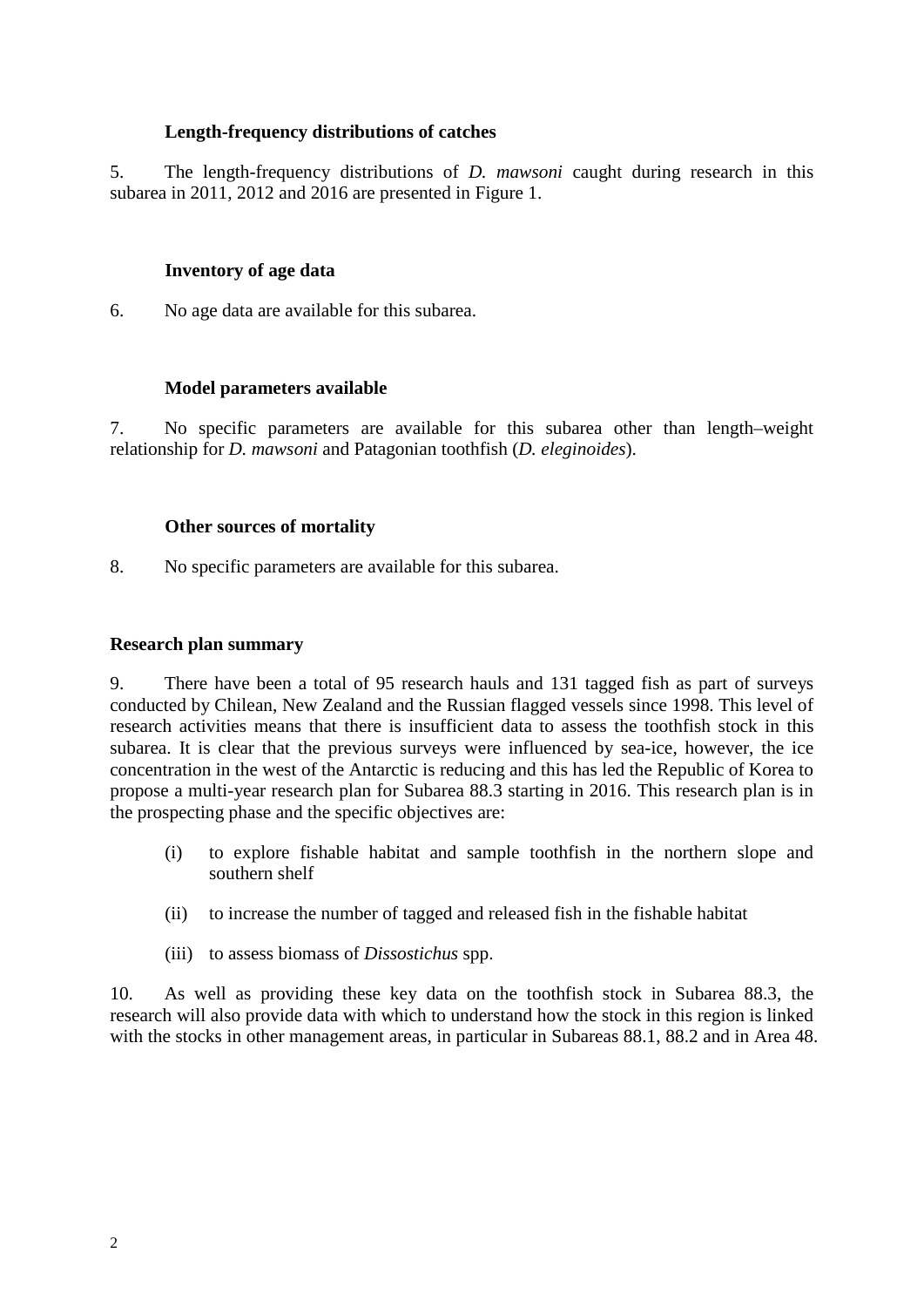### Length-frequency distributions of catches

5. The length-frequency distributions of *D. mawsoni* caught during research in this subarea in 2011, 2012 and 2016 are presented in Figure 1.

### Inventory of age data

6. No age data are available for this subarea.

### Model parameters available

7. No specific parameters are available for this subarea other than length–weight relationship for *D. mawsoni* and Patagonian toothfish (*D. eleginoides*).

### Other sources of mortality

8. No specific parameters are available for this subarea.

## Research plan summary

9. There have been a total of 95 research hauls and 131 tagged fish as part of surveys conducted by Chilean, New Zealand and the Russian flagged vessels since 1998. This level of research activities means that there is insufficient data to assess the toothfish stock in this subarea. It is clear that the previous surveys were influenced by sea-ice, however, the ice concentration in the west of the Antarctic is reducing and this has led the Republic of Korea to propose a multi-year research plan for Subarea 88.3 starting in 2016. This research plan is in the prospecting phase and the specific objectives are:

(i) to explore fishable habitat and sample toothfish in the northern slope and southern shelf

(ii) to increase the number of tagged and released fish in the fishable habitat

(iii) to assess biomass of *Dissostichus* spp.

10. As well as providing these key data on the toothfish stock in Subarea 88.3, the research will also provide data with which to understand how the stock in this region is linked with the stocks in other management areas, in particular in Subareas 88.1, 88.2 and in Area 48.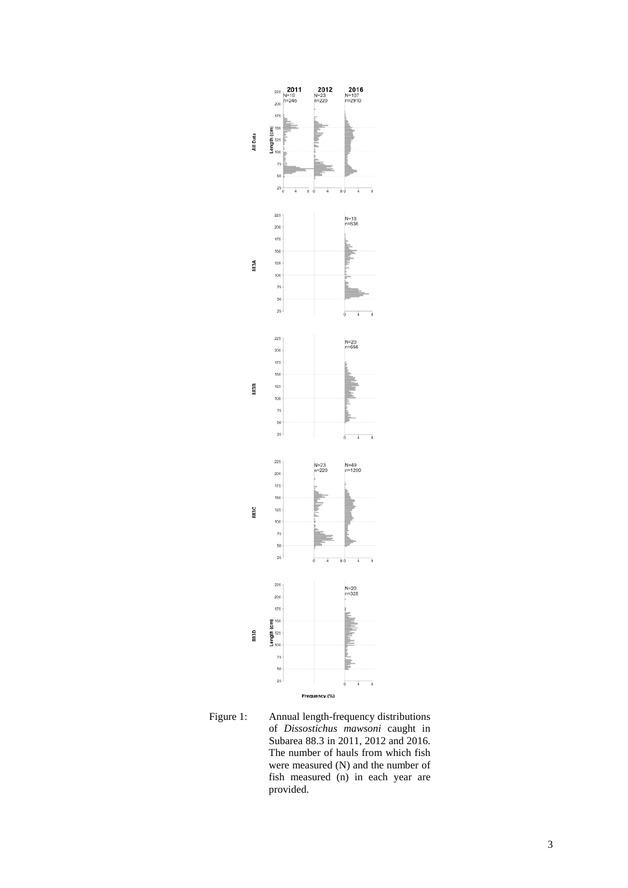Figure 1: Annual length-frequency distributions of *Dissostichus mawsoni* caught in Subarea 88.3 in 2011, 2012 and 2016. The number of hauls from which fish were measured (N) and the number of fish measured (n) in each year are provided.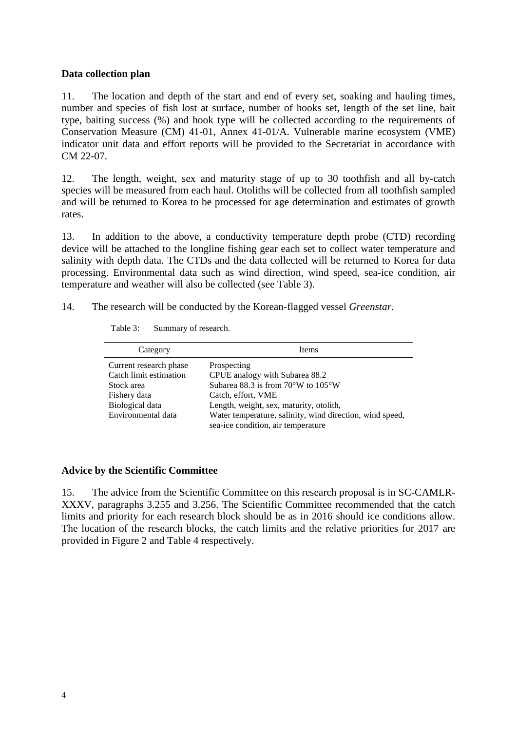### Data collection plan

11. The location and depth of the start and end of every set, soaking and hauling times, number and species of fish lost at surface, number of hooks set, length of the set line, bait type, baiting success (%) and hook type will be collected according to the requirements of Conservation Measure (CM) 41-01, Annex 41-01/A. Vulnerable marine ecosystem (VME) indicator unit data and effort reports will be provided to the Secretariat in accordance with CM 22-07.

12. The length, weight, sex and maturity stage of up to 30 toothfish and all by-catch species will be measured from each haul. Otoliths will be collected from all toothfish sampled and will be returned to Korea to be processed for age determination and estimates of growth rates.

13. In addition to the above, a conductivity temperature depth probe (CTD) recording device will be attached to the longline fishing gear each set to collect water temperature and salinity with depth data. The CTDs and the data collected will be returned to Korea for data processing. Environmental data such as wind direction, wind speed, sea-ice condition, air temperature and weather will also be collected (see Table 3).

14. The research will be conducted by the Korean-flagged vessel *Greenstar*.

Table 3: Summary of research.

| Category | Items |
|---|---|
| Current research phase | Prospecting |
| Catch limit estimation | CPUE analogy with Subarea 88.2 |
| Stock area | Subarea 88.3 is from 70°W to 105°W |
| Fishery data | Catch, effort, VME |
| Biological data | Length, weight, sex, maturity, otolith, |
| Environmental data | Water temperature, salinity, wind direction, wind speed, sea-ice condition, air temperature |

### Advice by the Scientific Committee

15. The advice from the Scientific Committee on this research proposal is in SC-CAMLR-XXXV, paragraphs 3.255 and 3.256. The Scientific Committee recommended that the catch limits and priority for each research block should be as in 2016 should ice conditions allow. The location of the research blocks, the catch limits and the relative priorities for 2017 are provided in Figure 2 and Table 4 respectively.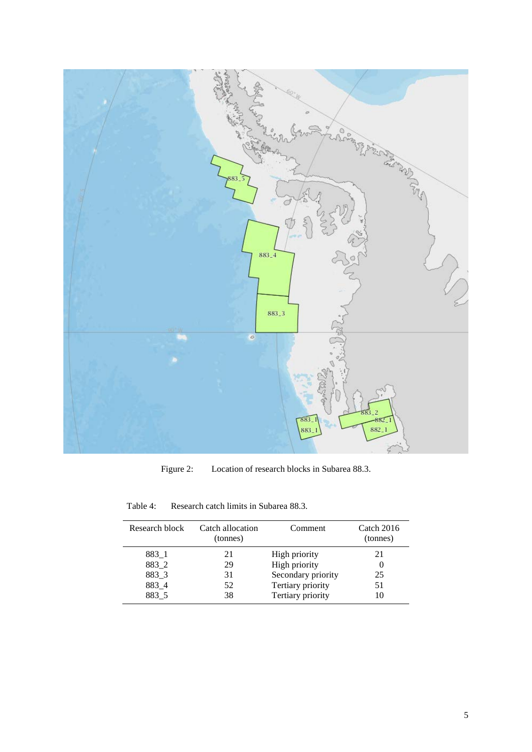883_5

883_4

883_3

883_1

883_1

883_2

882_1

882_1

60°W

90°W

Figure 2: Location of research blocks in Subarea 88.3.

Table 4: Research catch limits in Subarea 88.3.

| Research block | Catch allocation (tonnes) | Comment | Catch 2016 (tonnes) |
|---|---|---|---|
| 883_1 | 21 | High priority | 21 |
| 883_2 | 29 | High priority | 0 |
| 883_3 | 31 | Secondary priority | 25 |
| 883_4 | 52 | Tertiary priority | 51 |
| 883_5 | 38 | Tertiary priority | 10 |